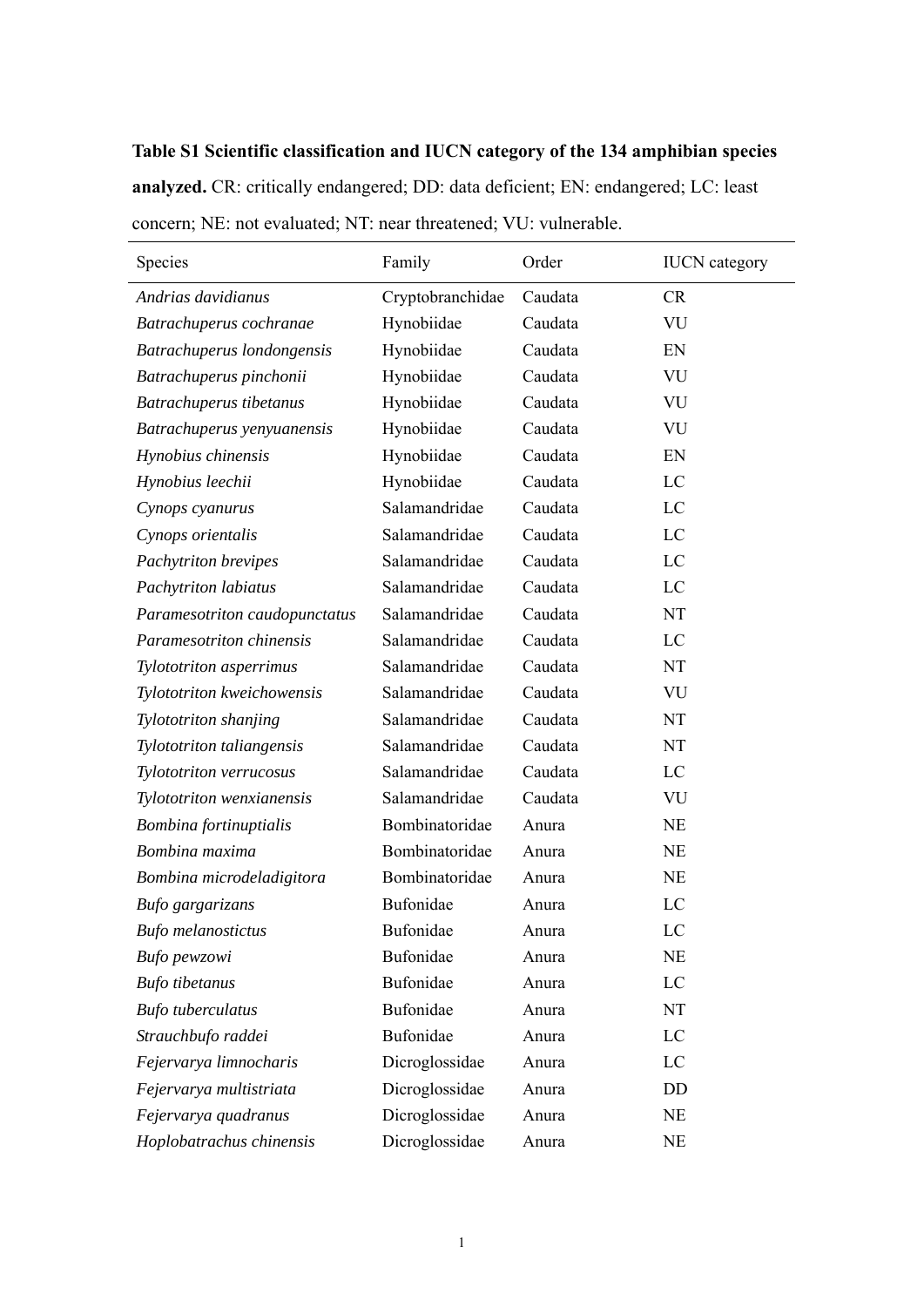**Table S1 Scientific classification and IUCN category of the 134 amphibian species analyzed.** CR: critically endangered; DD: data deficient; EN: endangered; LC: least concern; NE: not evaluated; NT: near threatened; VU: vulnerable.

| Species | Family | Order | IUCN category |
|---|---|---|---|
| *Andrias davidianus* | Cryptobranchidae | Caudata | CR |
| *Batrachuperus cochranae* | Hynobiidae | Caudata | VU |
| *Batrachuperus londongensis* | Hynobiidae | Caudata | EN |
| *Batrachuperus pinchonii* | Hynobiidae | Caudata | VU |
| *Batrachuperus tibetanus* | Hynobiidae | Caudata | VU |
| *Batrachuperus yenyuanensis* | Hynobiidae | Caudata | VU |
| *Hynobius chinensis* | Hynobiidae | Caudata | EN |
| *Hynobius leechii* | Hynobiidae | Caudata | LC |
| *Cynops cyanurus* | Salamandridae | Caudata | LC |
| *Cynops orientalis* | Salamandridae | Caudata | LC |
| *Pachytriton brevipes* | Salamandridae | Caudata | LC |
| *Pachytriton labiatus* | Salamandridae | Caudata | LC |
| *Paramesotriton caudopunctatus* | Salamandridae | Caudata | NT |
| *Paramesotriton chinensis* | Salamandridae | Caudata | LC |
| *Tylototriton asperrimus* | Salamandridae | Caudata | NT |
| *Tylototriton kweichowensis* | Salamandridae | Caudata | VU |
| *Tylototriton shanjing* | Salamandridae | Caudata | NT |
| *Tylototriton taliangensis* | Salamandridae | Caudata | NT |
| *Tylototriton verrucosus* | Salamandridae | Caudata | LC |
| *Tylototriton wenxianensis* | Salamandridae | Caudata | VU |
| *Bombina fortinuptialis* | Bombinatoridae | Anura | NE |
| *Bombina maxima* | Bombinatoridae | Anura | NE |
| *Bombina microdeladigitora* | Bombinatoridae | Anura | NE |
| *Bufo gargarizans* | Bufonidae | Anura | LC |
| *Bufo melanostictus* | Bufonidae | Anura | LC |
| *Bufo pewzowi* | Bufonidae | Anura | NE |
| *Bufo tibetanus* | Bufonidae | Anura | LC |
| *Bufo tuberculatus* | Bufonidae | Anura | NT |
| *Strauchbufo raddei* | Bufonidae | Anura | LC |
| *Fejervarya limnocharis* | Dicroglossidae | Anura | LC |
| *Fejervarya multistriata* | Dicroglossidae | Anura | DD |
| *Fejervarya quadranus* | Dicroglossidae | Anura | NE |
| *Hoplobatrachus chinensis* | Dicroglossidae | Anura | NE |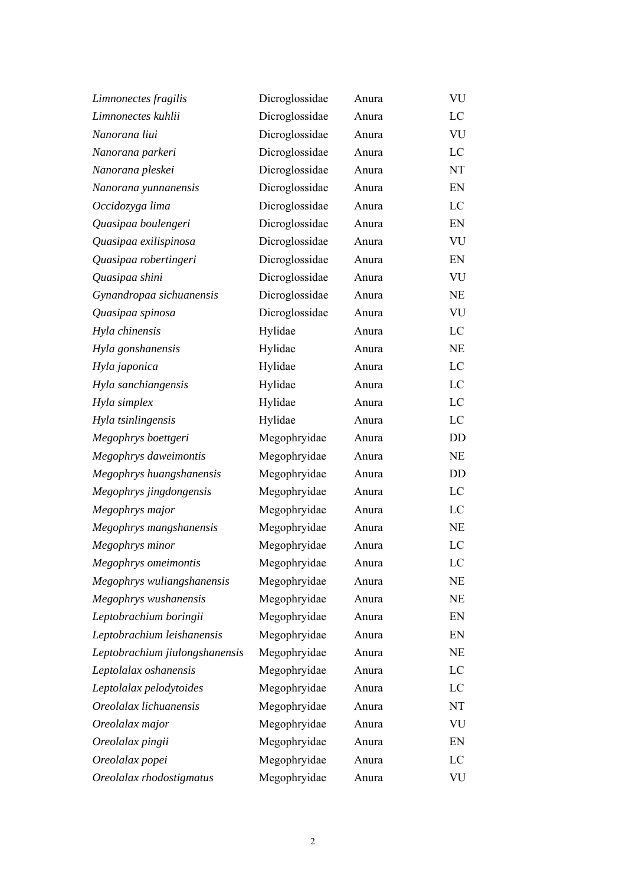| | | | |
|---|---|---|---|
| *Limnonectes fragilis* | Dicroglossidae | Anura | VU |
| *Limnonectes kuhlii* | Dicroglossidae | Anura | LC |
| *Nanorana liui* | Dicroglossidae | Anura | VU |
| *Nanorana parkeri* | Dicroglossidae | Anura | LC |
| *Nanorana pleskei* | Dicroglossidae | Anura | NT |
| *Nanorana yunnanensis* | Dicroglossidae | Anura | EN |
| *Occidozyga lima* | Dicroglossidae | Anura | LC |
| *Quasipaa boulengeri* | Dicroglossidae | Anura | EN |
| *Quasipaa exilispinosa* | Dicroglossidae | Anura | VU |
| *Quasipaa robertingeri* | Dicroglossidae | Anura | EN |
| *Quasipaa shini* | Dicroglossidae | Anura | VU |
| *Gynandropaa sichuanensis* | Dicroglossidae | Anura | NE |
| *Quasipaa spinosa* | Dicroglossidae | Anura | VU |
| *Hyla chinensis* | Hylidae | Anura | LC |
| *Hyla gonshanensis* | Hylidae | Anura | NE |
| *Hyla japonica* | Hylidae | Anura | LC |
| *Hyla sanchiangensis* | Hylidae | Anura | LC |
| *Hyla simplex* | Hylidae | Anura | LC |
| *Hyla tsinlingensis* | Hylidae | Anura | LC |
| *Megophrys boettgeri* | Megophryidae | Anura | DD |
| *Megophrys daweimontis* | Megophryidae | Anura | NE |
| *Megophrys huangshanensis* | Megophryidae | Anura | DD |
| *Megophrys jingdongensis* | Megophryidae | Anura | LC |
| *Megophrys major* | Megophryidae | Anura | LC |
| *Megophrys mangshanensis* | Megophryidae | Anura | NE |
| *Megophrys minor* | Megophryidae | Anura | LC |
| *Megophrys omeimontis* | Megophryidae | Anura | LC |
| *Megophrys wuliangshanensis* | Megophryidae | Anura | NE |
| *Megophrys wushanensis* | Megophryidae | Anura | NE |
| *Leptobrachium boringii* | Megophryidae | Anura | EN |
| *Leptobrachium leishanensis* | Megophryidae | Anura | EN |
| *Leptobrachium jiulongshanensis* | Megophryidae | Anura | NE |
| *Leptolalax oshanensis* | Megophryidae | Anura | LC |
| *Leptolalax pelodytoides* | Megophryidae | Anura | LC |
| *Oreolalax lichuanensis* | Megophryidae | Anura | NT |
| *Oreolalax major* | Megophryidae | Anura | VU |
| *Oreolalax pingii* | Megophryidae | Anura | EN |
| *Oreolalax popei* | Megophryidae | Anura | LC |
| *Oreolalax rhodostigmatus* | Megophryidae | Anura | VU |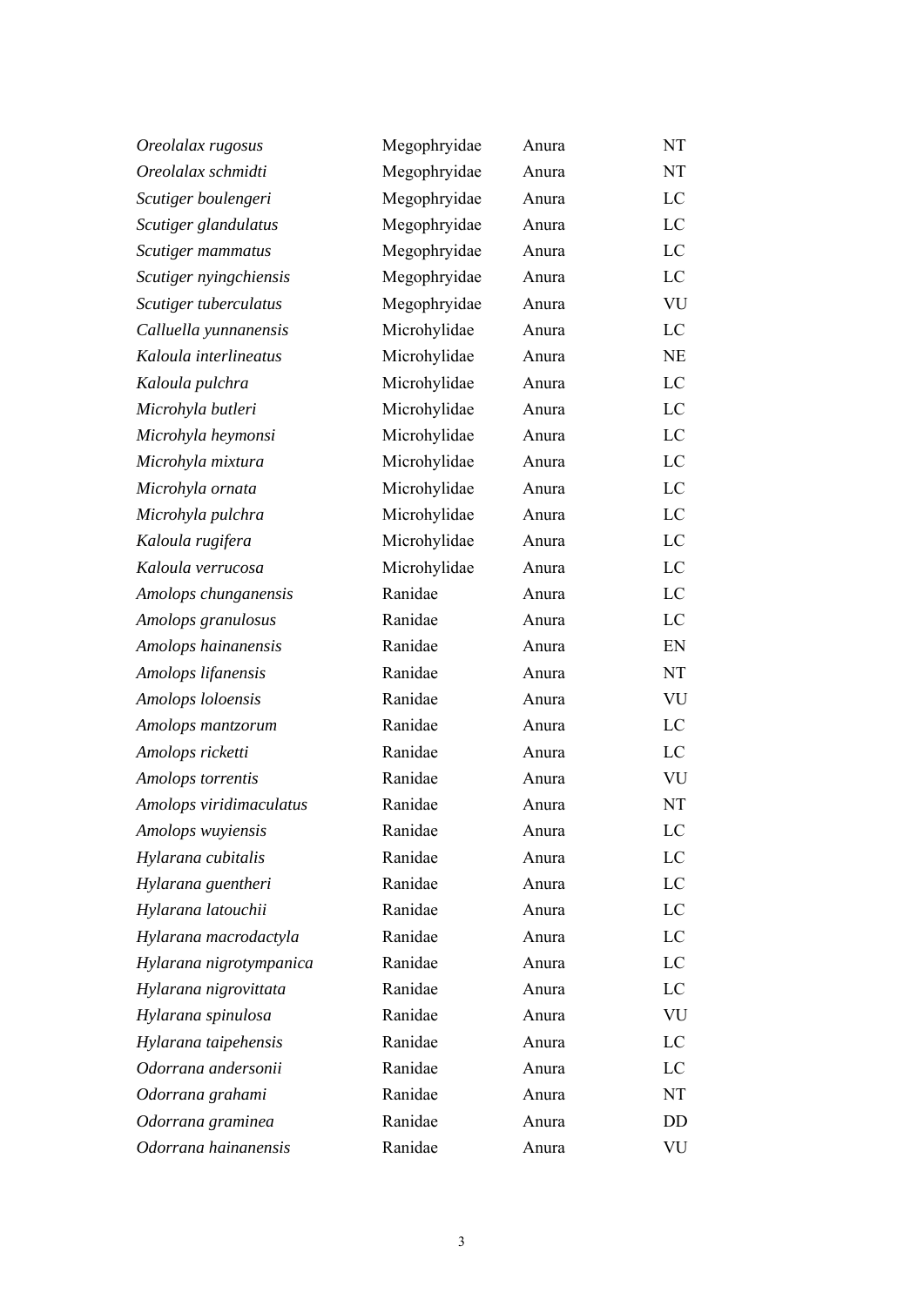| | | | |
|---|---|---|---|
| *Oreolalax rugosus* | Megophryidae | Anura | NT |
| *Oreolalax schmidti* | Megophryidae | Anura | NT |
| *Scutiger boulengeri* | Megophryidae | Anura | LC |
| *Scutiger glandulatus* | Megophryidae | Anura | LC |
| *Scutiger mammatus* | Megophryidae | Anura | LC |
| *Scutiger nyingchiensis* | Megophryidae | Anura | LC |
| *Scutiger tuberculatus* | Megophryidae | Anura | VU |
| *Calluella yunnanensis* | Microhylidae | Anura | LC |
| *Kaloula interlineatus* | Microhylidae | Anura | NE |
| *Kaloula pulchra* | Microhylidae | Anura | LC |
| *Microhyla butleri* | Microhylidae | Anura | LC |
| *Microhyla heymonsi* | Microhylidae | Anura | LC |
| *Microhyla mixtura* | Microhylidae | Anura | LC |
| *Microhyla ornata* | Microhylidae | Anura | LC |
| *Microhyla pulchra* | Microhylidae | Anura | LC |
| *Kaloula rugifera* | Microhylidae | Anura | LC |
| *Kaloula verrucosa* | Microhylidae | Anura | LC |
| *Amolops chunganensis* | Ranidae | Anura | LC |
| *Amolops granulosus* | Ranidae | Anura | LC |
| *Amolops hainanensis* | Ranidae | Anura | EN |
| *Amolops lifanensis* | Ranidae | Anura | NT |
| *Amolops loloensis* | Ranidae | Anura | VU |
| *Amolops mantzorum* | Ranidae | Anura | LC |
| *Amolops ricketti* | Ranidae | Anura | LC |
| *Amolops torrentis* | Ranidae | Anura | VU |
| *Amolops viridimaculatus* | Ranidae | Anura | NT |
| *Amolops wuyiensis* | Ranidae | Anura | LC |
| *Hylarana cubitalis* | Ranidae | Anura | LC |
| *Hylarana guentheri* | Ranidae | Anura | LC |
| *Hylarana latouchii* | Ranidae | Anura | LC |
| *Hylarana macrodactyla* | Ranidae | Anura | LC |
| *Hylarana nigrotympanica* | Ranidae | Anura | LC |
| *Hylarana nigrovittata* | Ranidae | Anura | LC |
| *Hylarana spinulosa* | Ranidae | Anura | VU |
| *Hylarana taipehensis* | Ranidae | Anura | LC |
| *Odorrana andersonii* | Ranidae | Anura | LC |
| *Odorrana grahami* | Ranidae | Anura | NT |
| *Odorrana graminea* | Ranidae | Anura | DD |
| *Odorrana hainanensis* | Ranidae | Anura | VU |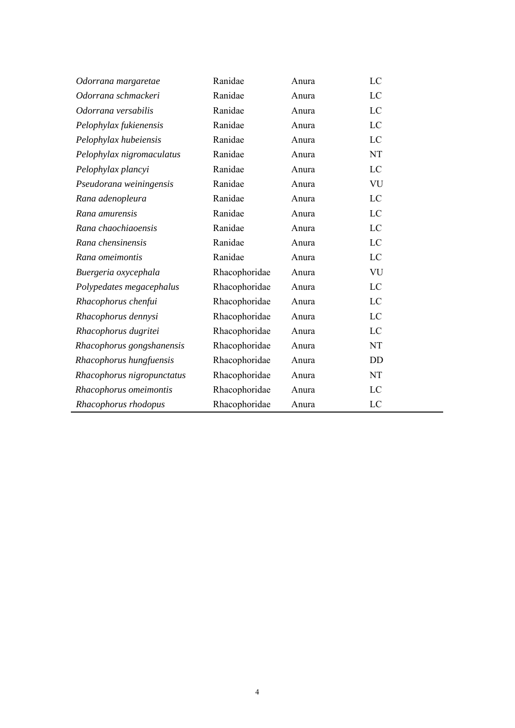| | | | |
|---|---|---|---|
| *Odorrana margaretae* | Ranidae | Anura | LC |
| *Odorrana schmackeri* | Ranidae | Anura | LC |
| *Odorrana versabilis* | Ranidae | Anura | LC |
| *Pelophylax fukienensis* | Ranidae | Anura | LC |
| *Pelophylax hubeiensis* | Ranidae | Anura | LC |
| *Pelophylax nigromaculatus* | Ranidae | Anura | NT |
| *Pelophylax plancyi* | Ranidae | Anura | LC |
| *Pseudorana weiningensis* | Ranidae | Anura | VU |
| *Rana adenopleura* | Ranidae | Anura | LC |
| *Rana amurensis* | Ranidae | Anura | LC |
| *Rana chaochiaoensis* | Ranidae | Anura | LC |
| *Rana chensinensis* | Ranidae | Anura | LC |
| *Rana omeimontis* | Ranidae | Anura | LC |
| *Buergeria oxycephala* | Rhacophoridae | Anura | VU |
| *Polypedates megacephalus* | Rhacophoridae | Anura | LC |
| *Rhacophorus chenfui* | Rhacophoridae | Anura | LC |
| *Rhacophorus dennysi* | Rhacophoridae | Anura | LC |
| *Rhacophorus dugritei* | Rhacophoridae | Anura | LC |
| *Rhacophorus gongshanensis* | Rhacophoridae | Anura | NT |
| *Rhacophorus hungfuensis* | Rhacophoridae | Anura | DD |
| *Rhacophorus nigropunctatus* | Rhacophoridae | Anura | NT |
| *Rhacophorus omeimontis* | Rhacophoridae | Anura | LC |
| *Rhacophorus rhodopus* | Rhacophoridae | Anura | LC |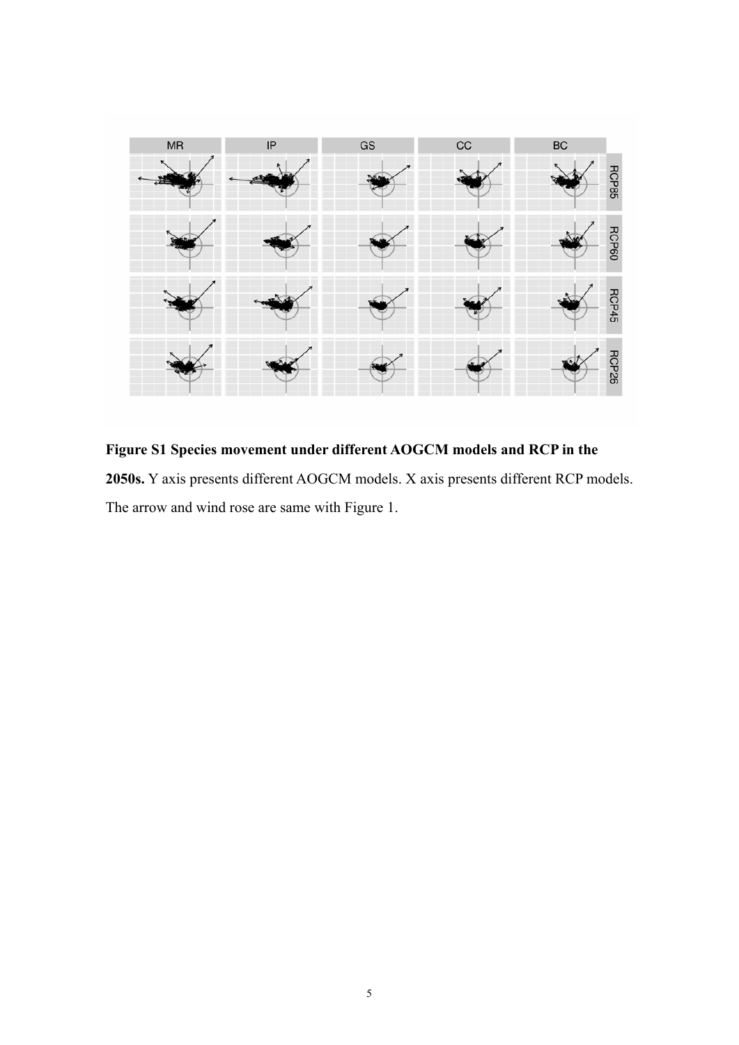**Figure S1 Species movement under different AOGCM models and RCP in the 2050s.** Y axis presents different AOGCM models. X axis presents different RCP models. The arrow and wind rose are same with Figure 1.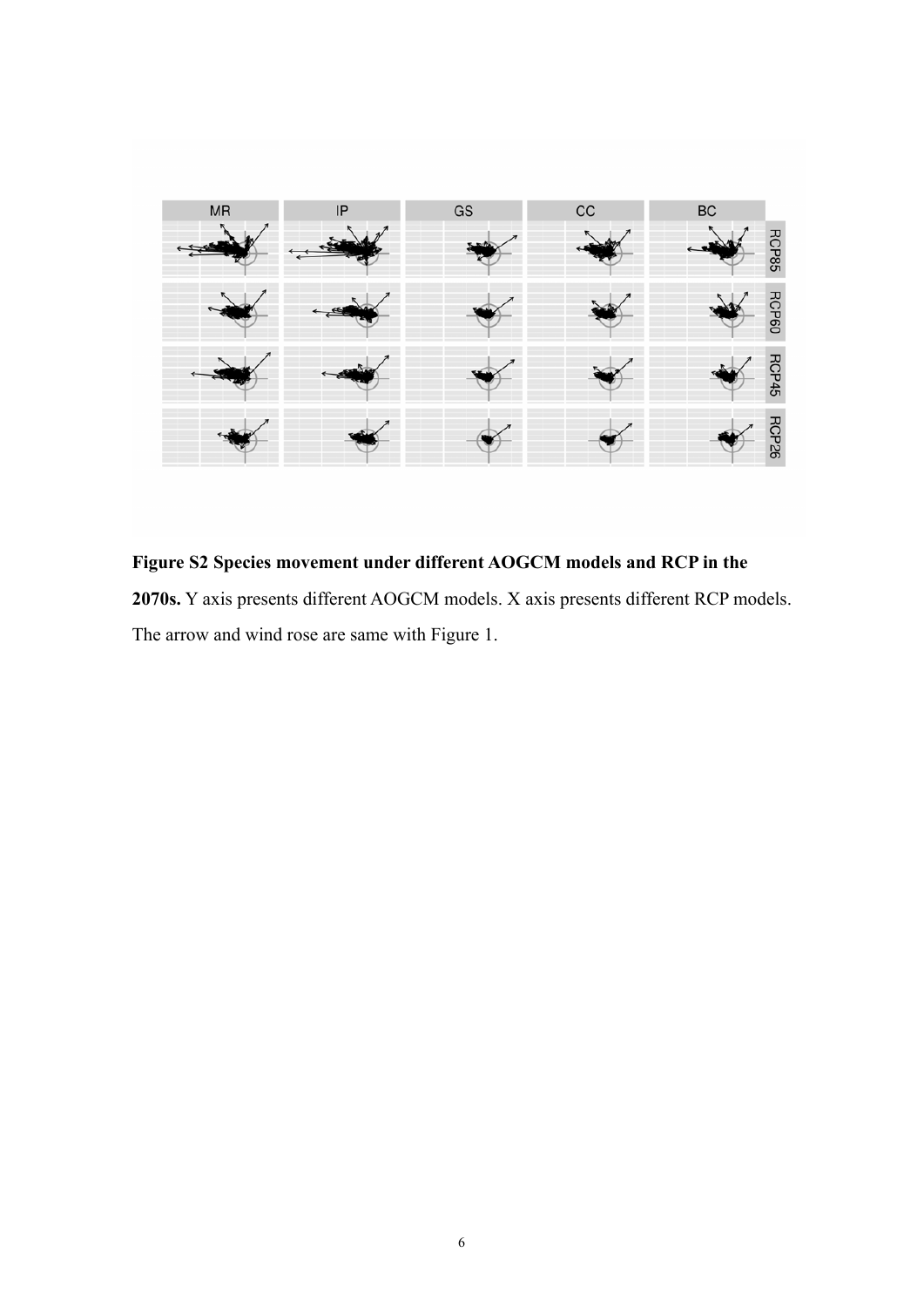**Figure S2 Species movement under different AOGCM models and RCP in the 2070s.** Y axis presents different AOGCM models. X axis presents different RCP models. The arrow and wind rose are same with Figure 1.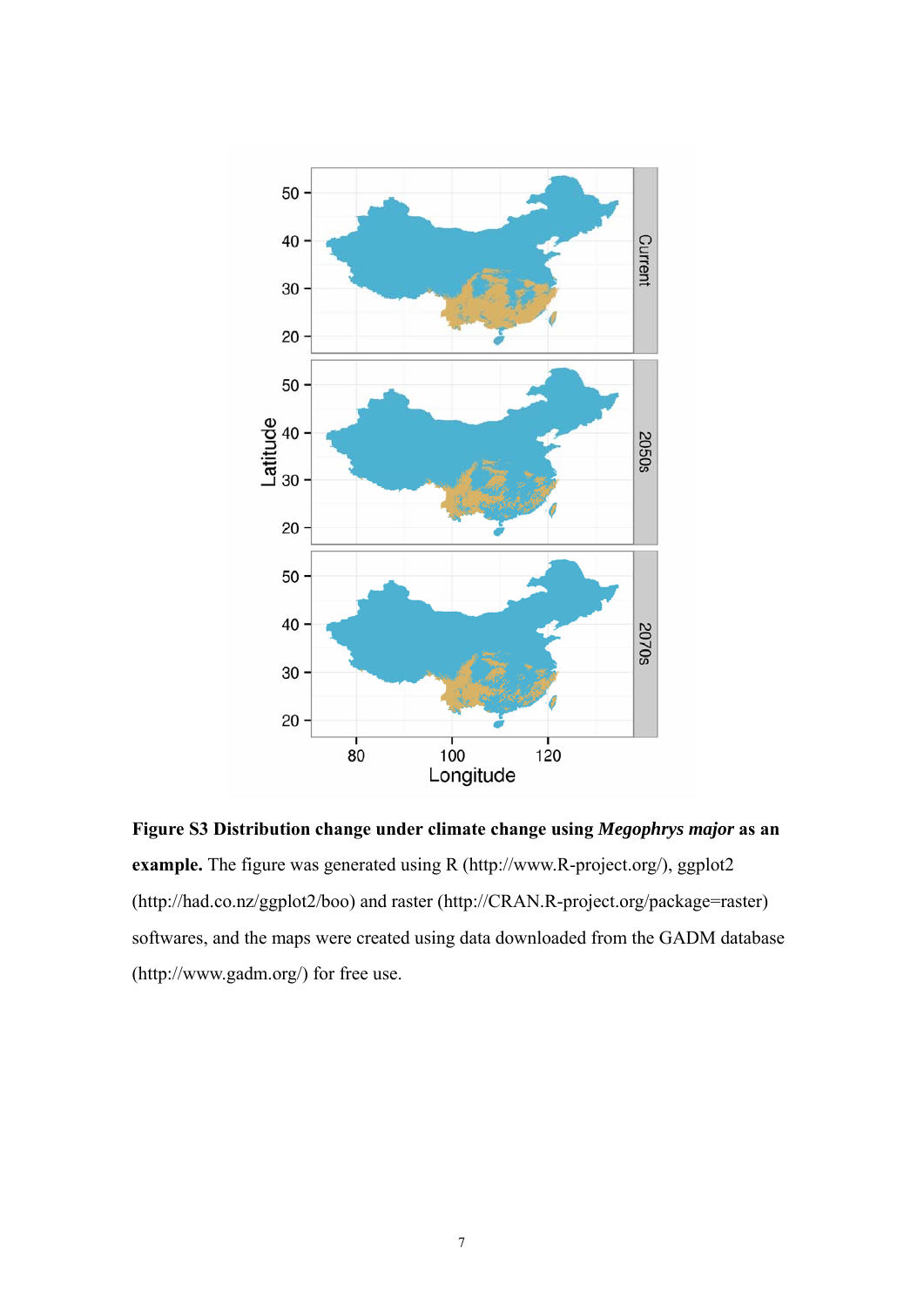50
40
30
20
Current

50
40
30
20
2050s

50
40
30
20
2070s

Latitude

80
100
120
Longitude

**Figure S3 Distribution change under climate change using *Megophrys major* as an example.** The figure was generated using R (http://www.R-project.org/), ggplot2 (http://had.co.nz/ggplot2/boo) and raster (http://CRAN.R-project.org/package=raster) softwares, and the maps were created using data downloaded from the GADM database (http://www.gadm.org/) for free use.